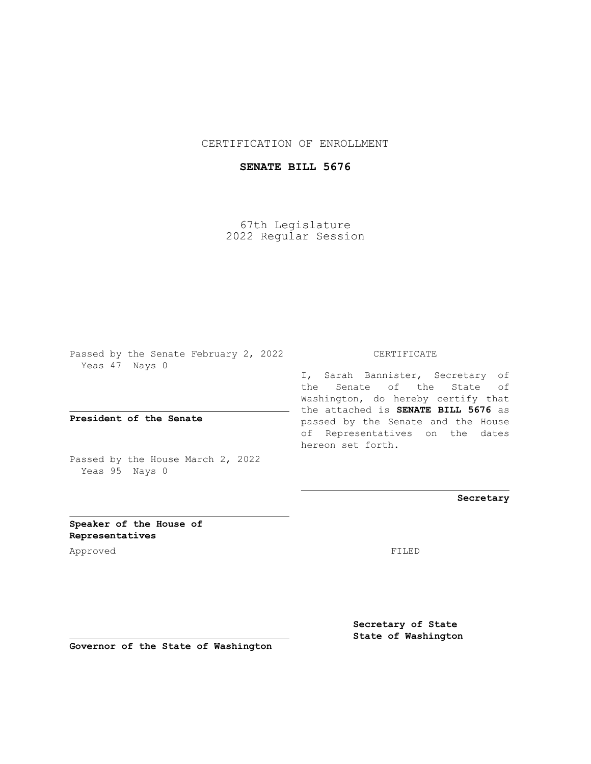CERTIFICATION OF ENROLLMENT

**SENATE BILL 5676**

67th Legislature
2022 Regular Session

Passed by the Senate February 2, 2022
Yeas 47 Nays 0

**President of the Senate**

Passed by the House March 2, 2022
Yeas 95 Nays 0

**Speaker of the House of Representatives**

Approved

**Governor of the State of Washington**

CERTIFICATE

I, Sarah Bannister, Secretary of the Senate of the State of Washington, do hereby certify that the attached is **SENATE BILL 5676** as passed by the Senate and the House of Representatives on the dates hereon set forth.

**Secretary**

FILED

**Secretary of State**
**State of Washington**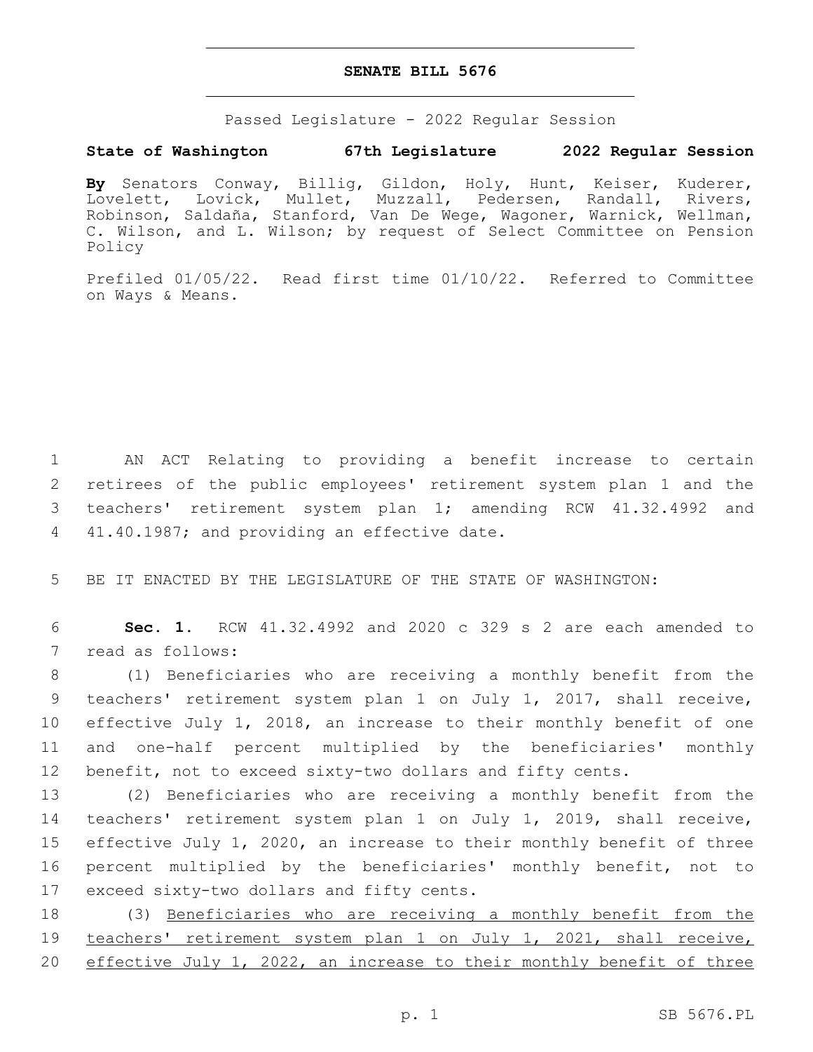# SENATE BILL 5676

Passed Legislature - 2022 Regular Session

**State of Washington 67th Legislature 2022 Regular Session**

**By** Senators Conway, Billig, Gildon, Holy, Hunt, Keiser, Kuderer, Lovelett, Lovick, Mullet, Muzzall, Pedersen, Randall, Rivers, Robinson, Saldaña, Stanford, Van De Wege, Wagoner, Warnick, Wellman, C. Wilson, and L. Wilson; by request of Select Committee on Pension Policy

Prefiled 01/05/22. Read first time 01/10/22. Referred to Committee on Ways & Means.

1 AN ACT Relating to providing a benefit increase to certain
2 retirees of the public employees' retirement system plan 1 and the
3 teachers' retirement system plan 1; amending RCW 41.32.4992 and
4 41.40.1987; and providing an effective date.

5 BE IT ENACTED BY THE LEGISLATURE OF THE STATE OF WASHINGTON:

6 **Sec. 1.** RCW 41.32.4992 and 2020 c 329 s 2 are each amended to
7 read as follows:

8 (1) Beneficiaries who are receiving a monthly benefit from the
9 teachers' retirement system plan 1 on July 1, 2017, shall receive,
10 effective July 1, 2018, an increase to their monthly benefit of one
11 and one-half percent multiplied by the beneficiaries' monthly
12 benefit, not to exceed sixty-two dollars and fifty cents.

13 (2) Beneficiaries who are receiving a monthly benefit from the
14 teachers' retirement system plan 1 on July 1, 2019, shall receive,
15 effective July 1, 2020, an increase to their monthly benefit of three
16 percent multiplied by the beneficiaries' monthly benefit, not to
17 exceed sixty-two dollars and fifty cents.

18 (3) <u>Beneficiaries who are receiving a monthly benefit from the</u>
19 <u>teachers' retirement system plan 1 on July 1, 2021, shall receive,</u>
20 <u>effective July 1, 2022, an increase to their monthly benefit of three</u>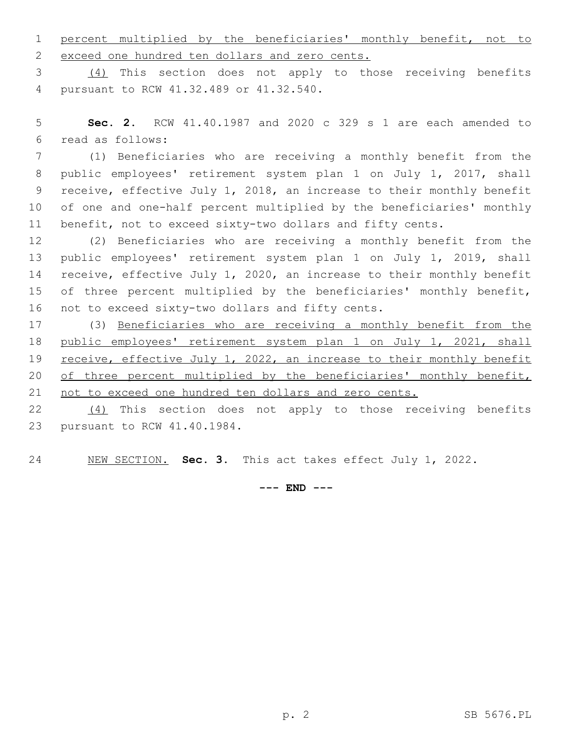percent multiplied by the beneficiaries' monthly benefit, not to exceed one hundred ten dollars and zero cents.

(4) This section does not apply to those receiving benefits pursuant to RCW 41.32.489 or 41.32.540.

**Sec. 2.** RCW 41.40.1987 and 2020 c 329 s 1 are each amended to read as follows:

(1) Beneficiaries who are receiving a monthly benefit from the public employees' retirement system plan 1 on July 1, 2017, shall receive, effective July 1, 2018, an increase to their monthly benefit of one and one-half percent multiplied by the beneficiaries' monthly benefit, not to exceed sixty-two dollars and fifty cents.

(2) Beneficiaries who are receiving a monthly benefit from the public employees' retirement system plan 1 on July 1, 2019, shall receive, effective July 1, 2020, an increase to their monthly benefit of three percent multiplied by the beneficiaries' monthly benefit, not to exceed sixty-two dollars and fifty cents.

(3) Beneficiaries who are receiving a monthly benefit from the public employees' retirement system plan 1 on July 1, 2021, shall receive, effective July 1, 2022, an increase to their monthly benefit of three percent multiplied by the beneficiaries' monthly benefit, not to exceed one hundred ten dollars and zero cents.

(4) This section does not apply to those receiving benefits pursuant to RCW 41.40.1984.

NEW SECTION. **Sec. 3.** This act takes effect July 1, 2022.

**--- END ---**